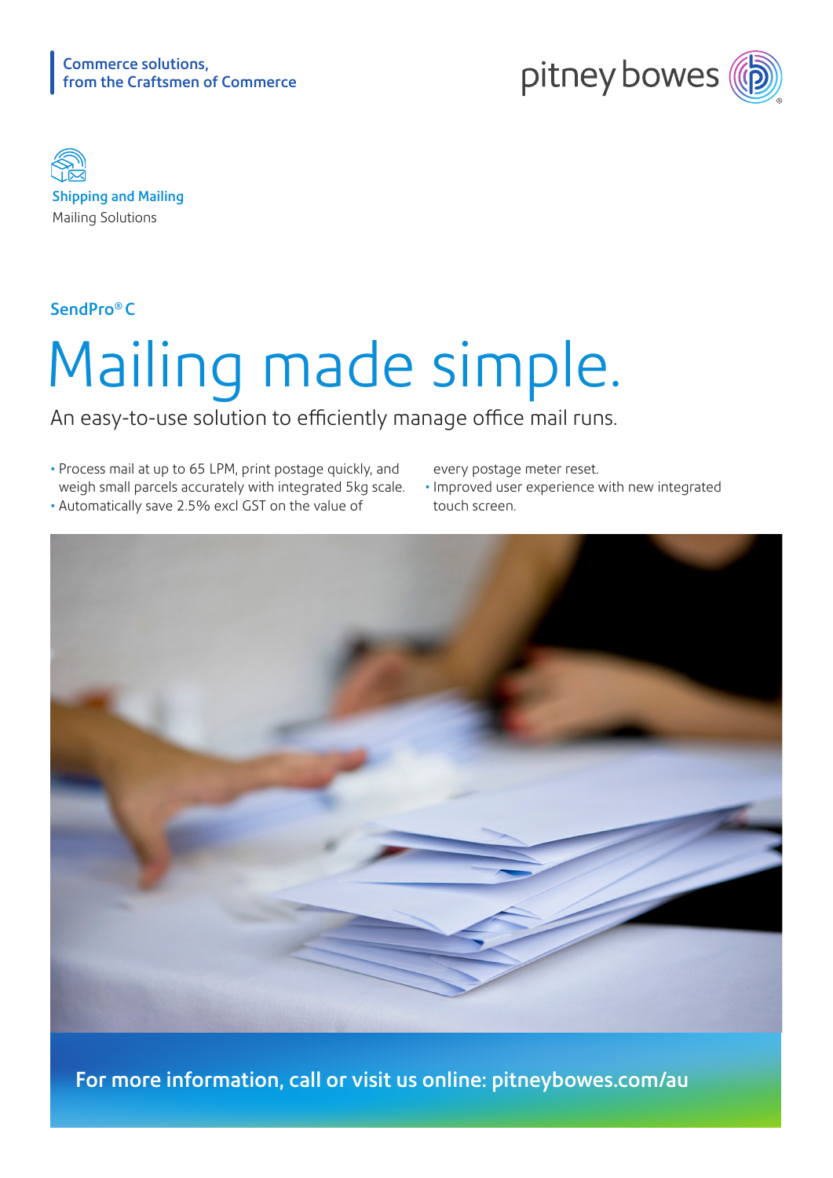Commerce solutions, from the Craftsmen of Commerce

pitney bowes

Shipping and Mailing
Mailing Solutions

SendPro® C

# Mailing made simple.

An easy-to-use solution to efficiently manage office mail runs.

- Process mail at up to 65 LPM, print postage quickly, and weigh small parcels accurately with integrated 5kg scale.
- Automatically save 2.5% excl GST on the value of every postage meter reset.
- Improved user experience with new integrated touch screen.

**For more information, call or visit us online: pitneybowes.com/au**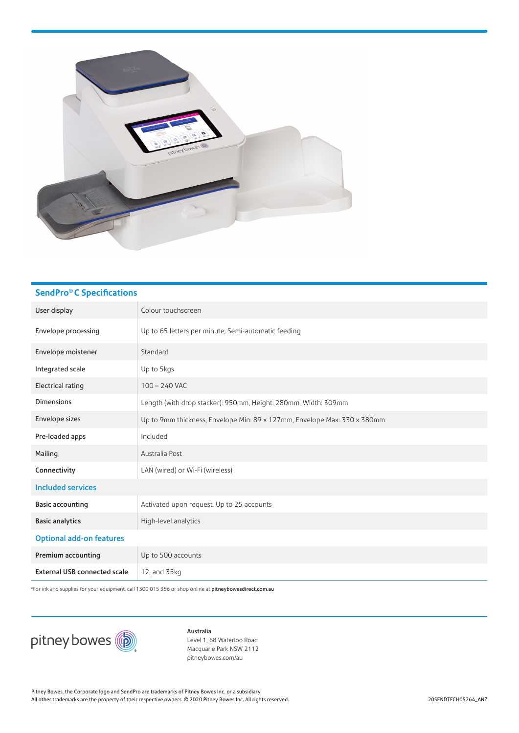## SendPro® C Specifications

| | |
|---|---|
| User display | Colour touchscreen |
| Envelope processing | Up to 65 letters per minute; Semi-automatic feeding |
| Envelope moistener | Standard |
| Integrated scale | Up to 5kgs |
| Electrical rating | 100 – 240 VAC |
| Dimensions | Length (with drop stacker): 950mm, Height: 280mm, Width: 309mm |
| Envelope sizes | Up to 9mm thickness, Envelope Min: 89 x 127mm, Envelope Max: 330 x 380mm |
| Pre-loaded apps | Included |
| Mailing | Australia Post |
| Connectivity | LAN (wired) or Wi-Fi (wireless) |
| **Included services** | |
| **Basic accounting** | Activated upon request. Up to 25 accounts |
| **Basic analytics** | High-level analytics |
| **Optional add-on features** | |
| **Premium accounting** | Up to 500 accounts |
| **External USB connected scale** | 12, and 35kg |

°For ink and supplies for your equipment, call 1300 015 356 or shop online at **pitneybowesdirect.com.au**

pitney bowes

**Australia**
Level 1, 68 Waterloo Road
Macquarie Park NSW 2112
pitneybowes.com/au

Pitney Bowes, the Corporate logo and SendPro are trademarks of Pitney Bowes Inc. or a subsidiary.
All other trademarks are the property of their respective owners. © 2020 Pitney Bowes Inc. All rights reserved.

20SENDTECH05264_ANZ